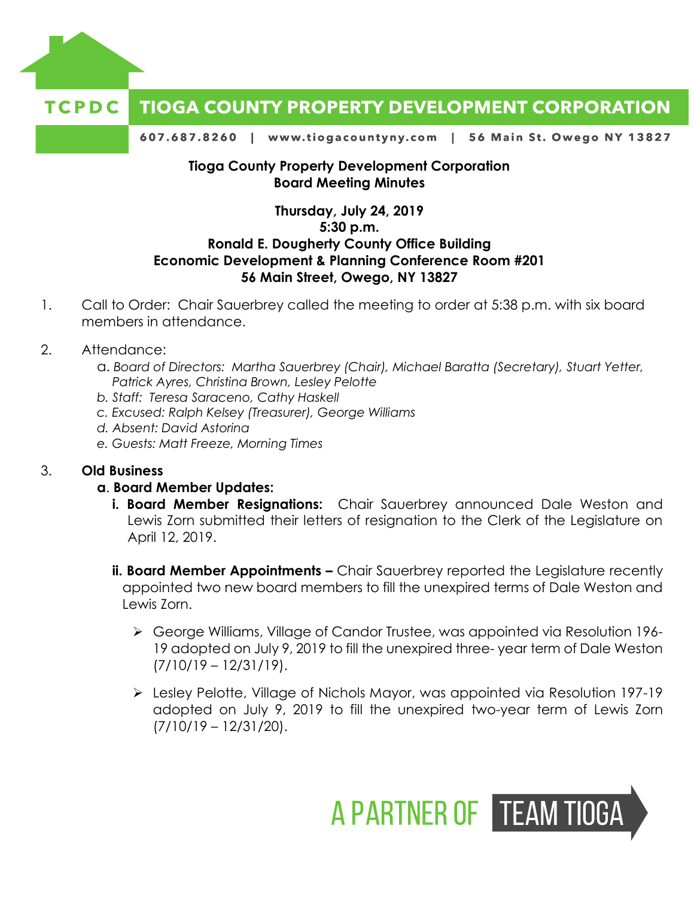# TCPDC TIOGA COUNTY PROPERTY DEVELOPMENT CORPORATION

607.687.8260 | www.tiogacountyny.com | 56 Main St. Owego NY 13827

**Tioga County Property Development Corporation**
**Board Meeting Minutes**

**Thursday, July 24, 2019**
**5:30 p.m.**
**Ronald E. Dougherty County Office Building**
**Economic Development & Planning Conference Room #201**
**56 Main Street, Owego, NY 13827**

1. Call to Order: Chair Sauerbrey called the meeting to order at 5:38 p.m. with six board members in attendance.

2. Attendance:
   a. *Board of Directors: Martha Sauerbrey (Chair), Michael Baratta (Secretary), Stuart Yetter, Patrick Ayres, Christina Brown, Lesley Pelotte*
   b. *Staff: Teresa Saraceno, Cathy Haskell*
   c. *Excused: Ralph Kelsey (Treasurer), George Williams*
   d. *Absent: David Astorina*
   e. *Guests: Matt Freeze, Morning Times*

3. **Old Business**
   a. **Board Member Updates:**
      i. **Board Member Resignations:** Chair Sauerbrey announced Dale Weston and Lewis Zorn submitted their letters of resignation to the Clerk of the Legislature on April 12, 2019.

      ii. **Board Member Appointments –** Chair Sauerbrey reported the Legislature recently appointed two new board members to fill the unexpired terms of Dale Weston and Lewis Zorn.

      - George Williams, Village of Candor Trustee, was appointed via Resolution 196-19 adopted on July 9, 2019 to fill the unexpired three- year term of Dale Weston (7/10/19 – 12/31/19).
      - Lesley Pelotte, Village of Nichols Mayor, was appointed via Resolution 197-19 adopted on July 9, 2019 to fill the unexpired two-year term of Lewis Zorn (7/10/19 – 12/31/20).

A PARTNER OF TEAM TIOGA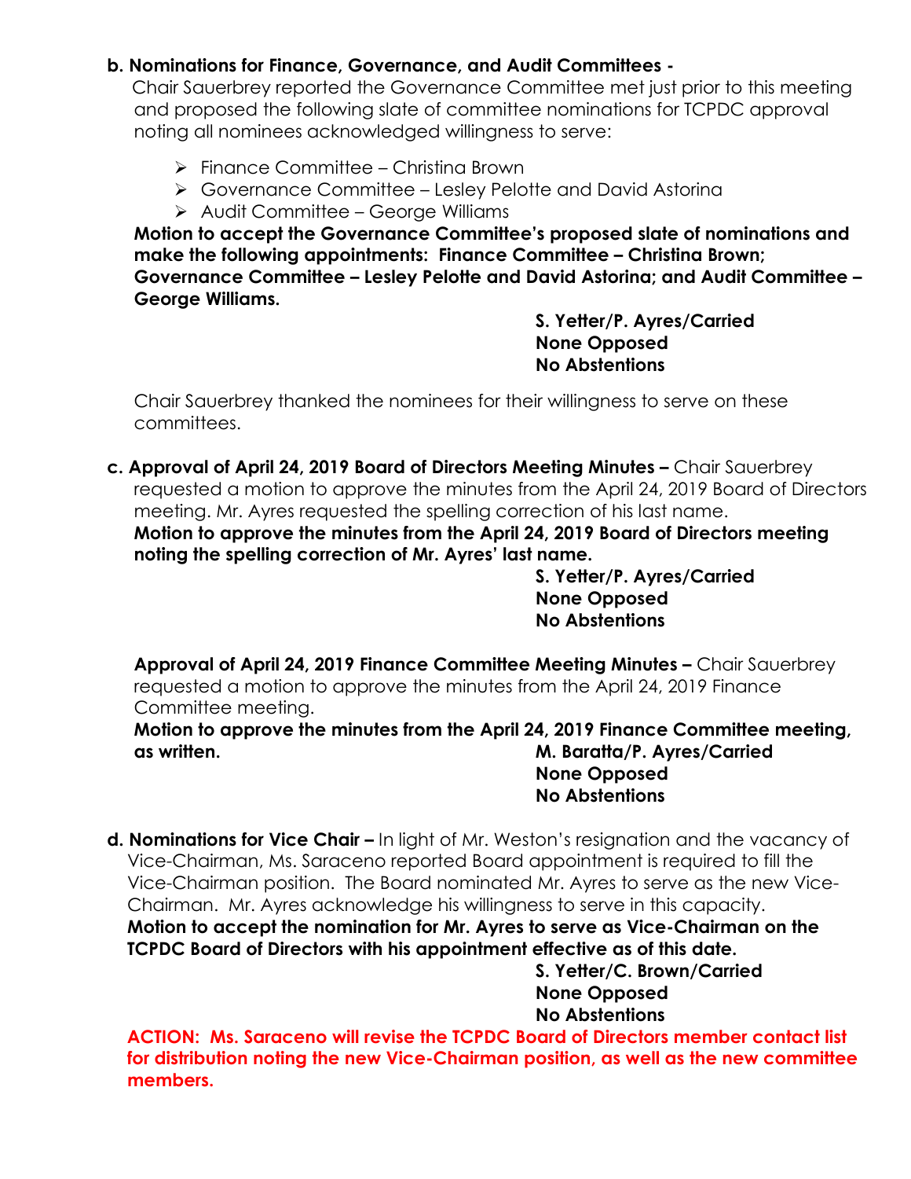**b. Nominations for Finance, Governance, and Audit Committees -**

Chair Sauerbrey reported the Governance Committee met just prior to this meeting and proposed the following slate of committee nominations for TCPDC approval noting all nominees acknowledged willingness to serve:

- Finance Committee – Christina Brown
- Governance Committee – Lesley Pelotte and David Astorina
- Audit Committee – George Williams

**Motion to accept the Governance Committee's proposed slate of nominations and make the following appointments: Finance Committee – Christina Brown; Governance Committee – Lesley Pelotte and David Astorina; and Audit Committee – George Williams.**

**S. Yetter/P. Ayres/Carried**
**None Opposed**
**No Abstentions**

Chair Sauerbrey thanked the nominees for their willingness to serve on these committees.

**c. Approval of April 24, 2019 Board of Directors Meeting Minutes –** Chair Sauerbrey requested a motion to approve the minutes from the April 24, 2019 Board of Directors meeting. Mr. Ayres requested the spelling correction of his last name.

**Motion to approve the minutes from the April 24, 2019 Board of Directors meeting noting the spelling correction of Mr. Ayres' last name.**

**S. Yetter/P. Ayres/Carried**
**None Opposed**
**No Abstentions**

**Approval of April 24, 2019 Finance Committee Meeting Minutes –** Chair Sauerbrey requested a motion to approve the minutes from the April 24, 2019 Finance Committee meeting.

**Motion to approve the minutes from the April 24, 2019 Finance Committee meeting, as written.**

**M. Baratta/P. Ayres/Carried**
**None Opposed**
**No Abstentions**

**d. Nominations for Vice Chair –** In light of Mr. Weston's resignation and the vacancy of Vice-Chairman, Ms. Saraceno reported Board appointment is required to fill the Vice-Chairman position. The Board nominated Mr. Ayres to serve as the new Vice-Chairman. Mr. Ayres acknowledge his willingness to serve in this capacity.

**Motion to accept the nomination for Mr. Ayres to serve as Vice-Chairman on the TCPDC Board of Directors with his appointment effective as of this date.**

**S. Yetter/C. Brown/Carried**
**None Opposed**
**No Abstentions**

**ACTION: Ms. Saraceno will revise the TCPDC Board of Directors member contact list for distribution noting the new Vice-Chairman position, as well as the new committee members.**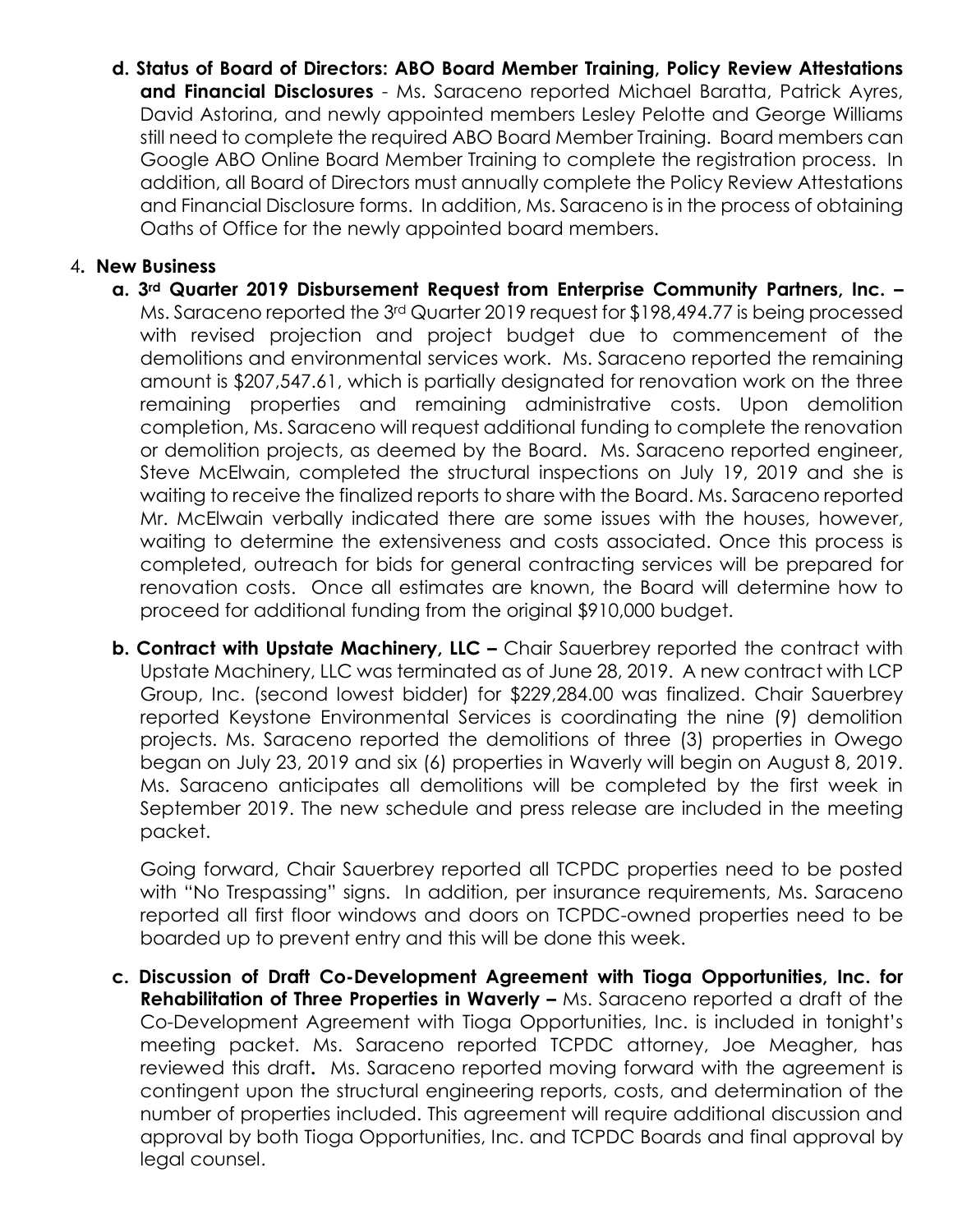**d. Status of Board of Directors: ABO Board Member Training, Policy Review Attestations and Financial Disclosures** - Ms. Saraceno reported Michael Baratta, Patrick Ayres, David Astorina, and newly appointed members Lesley Pelotte and George Williams still need to complete the required ABO Board Member Training. Board members can Google ABO Online Board Member Training to complete the registration process. In addition, all Board of Directors must annually complete the Policy Review Attestations and Financial Disclosure forms. In addition, Ms. Saraceno is in the process of obtaining Oaths of Office for the newly appointed board members.

4**. New Business**

**a. 3rd Quarter 2019 Disbursement Request from Enterprise Community Partners, Inc. –** Ms. Saraceno reported the 3rd Quarter 2019 request for $198,494.77 is being processed with revised projection and project budget due to commencement of the demolitions and environmental services work. Ms. Saraceno reported the remaining amount is $207,547.61, which is partially designated for renovation work on the three remaining properties and remaining administrative costs. Upon demolition completion, Ms. Saraceno will request additional funding to complete the renovation or demolition projects, as deemed by the Board. Ms. Saraceno reported engineer, Steve McElwain, completed the structural inspections on July 19, 2019 and she is waiting to receive the finalized reports to share with the Board. Ms. Saraceno reported Mr. McElwain verbally indicated there are some issues with the houses, however, waiting to determine the extensiveness and costs associated. Once this process is completed, outreach for bids for general contracting services will be prepared for renovation costs. Once all estimates are known, the Board will determine how to proceed for additional funding from the original $910,000 budget.

**b. Contract with Upstate Machinery, LLC –** Chair Sauerbrey reported the contract with Upstate Machinery, LLC was terminated as of June 28, 2019. A new contract with LCP Group, Inc. (second lowest bidder) for $229,284.00 was finalized. Chair Sauerbrey reported Keystone Environmental Services is coordinating the nine (9) demolition projects. Ms. Saraceno reported the demolitions of three (3) properties in Owego began on July 23, 2019 and six (6) properties in Waverly will begin on August 8, 2019. Ms. Saraceno anticipates all demolitions will be completed by the first week in September 2019. The new schedule and press release are included in the meeting packet.

Going forward, Chair Sauerbrey reported all TCPDC properties need to be posted with "No Trespassing" signs. In addition, per insurance requirements, Ms. Saraceno reported all first floor windows and doors on TCPDC-owned properties need to be boarded up to prevent entry and this will be done this week.

**c. Discussion of Draft Co-Development Agreement with Tioga Opportunities, Inc. for Rehabilitation of Three Properties in Waverly –** Ms. Saraceno reported a draft of the Co-Development Agreement with Tioga Opportunities, Inc. is included in tonight's meeting packet. Ms. Saraceno reported TCPDC attorney, Joe Meagher, has reviewed this draft**.** Ms. Saraceno reported moving forward with the agreement is contingent upon the structural engineering reports, costs, and determination of the number of properties included. This agreement will require additional discussion and approval by both Tioga Opportunities, Inc. and TCPDC Boards and final approval by legal counsel.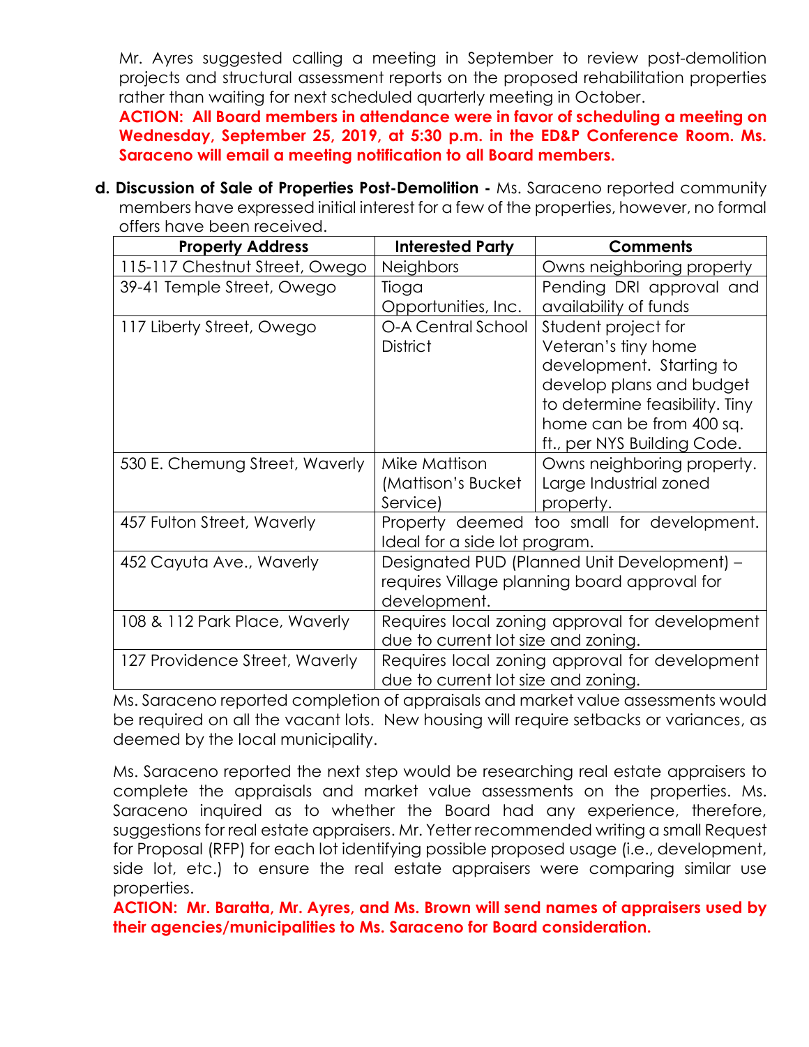Mr. Ayres suggested calling a meeting in September to review post-demolition projects and structural assessment reports on the proposed rehabilitation properties rather than waiting for next scheduled quarterly meeting in October.

**ACTION: All Board members in attendance were in favor of scheduling a meeting on Wednesday, September 25, 2019, at 5:30 p.m. in the ED&P Conference Room. Ms. Saraceno will email a meeting notification to all Board members.**

**d. Discussion of Sale of Properties Post-Demolition -** Ms. Saraceno reported community members have expressed initial interest for a few of the properties, however, no formal offers have been received.

| Property Address | Interested Party | Comments |
|---|---|---|
| 115-117 Chestnut Street, Owego | Neighbors | Owns neighboring property |
| 39-41 Temple Street, Owego | Tioga Opportunities, Inc. | Pending DRI approval and availability of funds |
| 117 Liberty Street, Owego | O-A Central School District | Student project for Veteran's tiny home development. Starting to develop plans and budget to determine feasibility. Tiny home can be from 400 sq. ft., per NYS Building Code. |
| 530 E. Chemung Street, Waverly | Mike Mattison (Mattison's Bucket Service) | Owns neighboring property. Large Industrial zoned property. |
| 457 Fulton Street, Waverly | Property deemed too small for development. Ideal for a side lot program. | |
| 452 Cayuta Ave., Waverly | Designated PUD (Planned Unit Development) – requires Village planning board approval for development. | |
| 108 & 112 Park Place, Waverly | Requires local zoning approval for development due to current lot size and zoning. | |
| 127 Providence Street, Waverly | Requires local zoning approval for development due to current lot size and zoning. | |

Ms. Saraceno reported completion of appraisals and market value assessments would be required on all the vacant lots. New housing will require setbacks or variances, as deemed by the local municipality.

Ms. Saraceno reported the next step would be researching real estate appraisers to complete the appraisals and market value assessments on the properties. Ms. Saraceno inquired as to whether the Board had any experience, therefore, suggestions for real estate appraisers. Mr. Yetter recommended writing a small Request for Proposal (RFP) for each lot identifying possible proposed usage (i.e., development, side lot, etc.) to ensure the real estate appraisers were comparing similar use properties.

**ACTION: Mr. Baratta, Mr. Ayres, and Ms. Brown will send names of appraisers used by their agencies/municipalities to Ms. Saraceno for Board consideration.**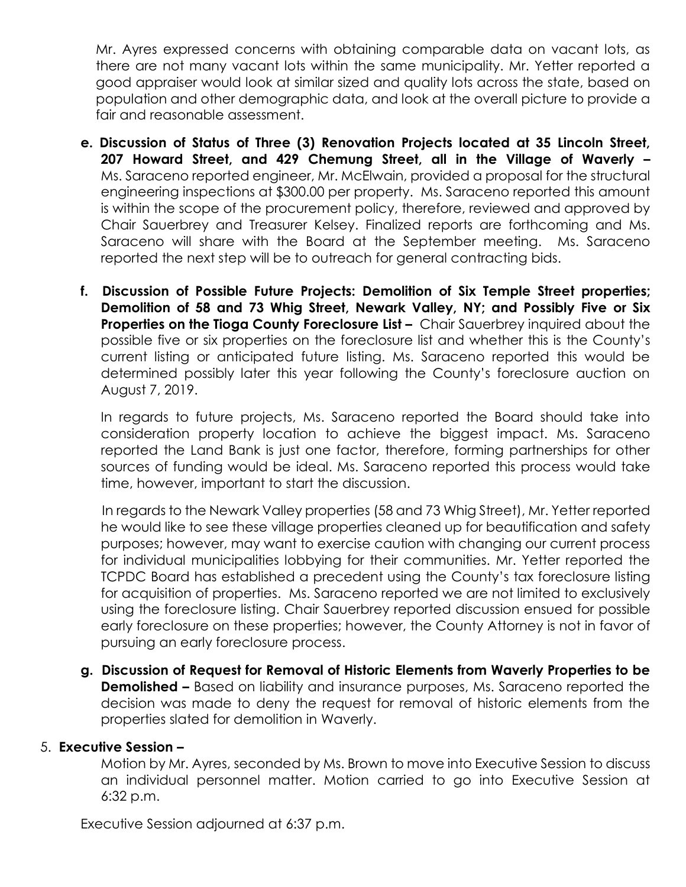Mr. Ayres expressed concerns with obtaining comparable data on vacant lots, as there are not many vacant lots within the same municipality. Mr. Yetter reported a good appraiser would look at similar sized and quality lots across the state, based on population and other demographic data, and look at the overall picture to provide a fair and reasonable assessment.

**e. Discussion of Status of Three (3) Renovation Projects located at 35 Lincoln Street, 207 Howard Street, and 429 Chemung Street, all in the Village of Waverly –** Ms. Saraceno reported engineer, Mr. McElwain, provided a proposal for the structural engineering inspections at $300.00 per property. Ms. Saraceno reported this amount is within the scope of the procurement policy, therefore, reviewed and approved by Chair Sauerbrey and Treasurer Kelsey. Finalized reports are forthcoming and Ms. Saraceno will share with the Board at the September meeting. Ms. Saraceno reported the next step will be to outreach for general contracting bids.

**f. Discussion of Possible Future Projects: Demolition of Six Temple Street properties; Demolition of 58 and 73 Whig Street, Newark Valley, NY; and Possibly Five or Six Properties on the Tioga County Foreclosure List –** Chair Sauerbrey inquired about the possible five or six properties on the foreclosure list and whether this is the County's current listing or anticipated future listing. Ms. Saraceno reported this would be determined possibly later this year following the County's foreclosure auction on August 7, 2019.

In regards to future projects, Ms. Saraceno reported the Board should take into consideration property location to achieve the biggest impact. Ms. Saraceno reported the Land Bank is just one factor, therefore, forming partnerships for other sources of funding would be ideal. Ms. Saraceno reported this process would take time, however, important to start the discussion.

In regards to the Newark Valley properties (58 and 73 Whig Street), Mr. Yetter reported he would like to see these village properties cleaned up for beautification and safety purposes; however, may want to exercise caution with changing our current process for individual municipalities lobbying for their communities. Mr. Yetter reported the TCPDC Board has established a precedent using the County's tax foreclosure listing for acquisition of properties. Ms. Saraceno reported we are not limited to exclusively using the foreclosure listing. Chair Sauerbrey reported discussion ensued for possible early foreclosure on these properties; however, the County Attorney is not in favor of pursuing an early foreclosure process.

**g. Discussion of Request for Removal of Historic Elements from Waverly Properties to be Demolished –** Based on liability and insurance purposes, Ms. Saraceno reported the decision was made to deny the request for removal of historic elements from the properties slated for demolition in Waverly.

5. **Executive Session –**

   Motion by Mr. Ayres, seconded by Ms. Brown to move into Executive Session to discuss an individual personnel matter. Motion carried to go into Executive Session at 6:32 p.m.

Executive Session adjourned at 6:37 p.m.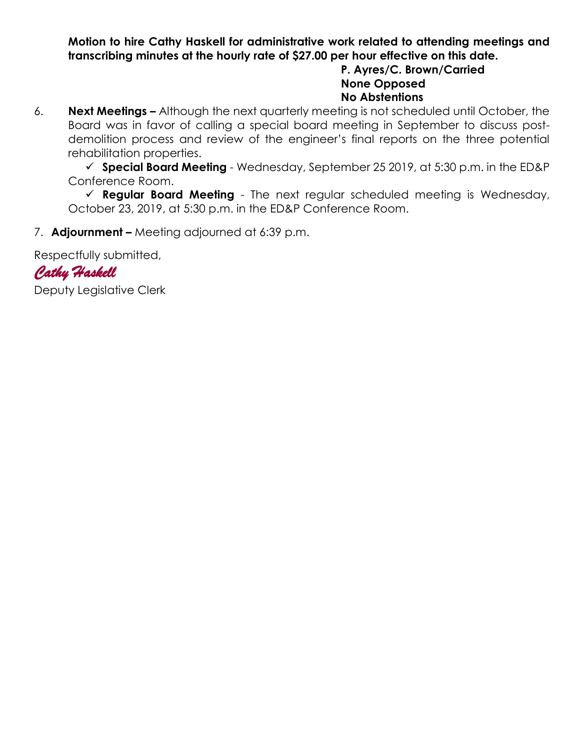**Motion to hire Cathy Haskell for administrative work related to attending meetings and transcribing minutes at the hourly rate of $27.00 per hour effective on this date.**

**P. Ayres/C. Brown/Carried**
**None Opposed**
**No Abstentions**

6. **Next Meetings –** Although the next quarterly meeting is not scheduled until October, the Board was in favor of calling a special board meeting in September to discuss post-demolition process and review of the engineer's final reports on the three potential rehabilitation properties.

   ✓ **Special Board Meeting** - Wednesday, September 25 2019, at 5:30 p.m. in the ED&P Conference Room.

   ✓ **Regular Board Meeting** - The next regular scheduled meeting is Wednesday, October 23, 2019, at 5:30 p.m. in the ED&P Conference Room.

7. **Adjournment –** Meeting adjourned at 6:39 p.m.

Respectfully submitted,

*Cathy Haskell*

Deputy Legislative Clerk